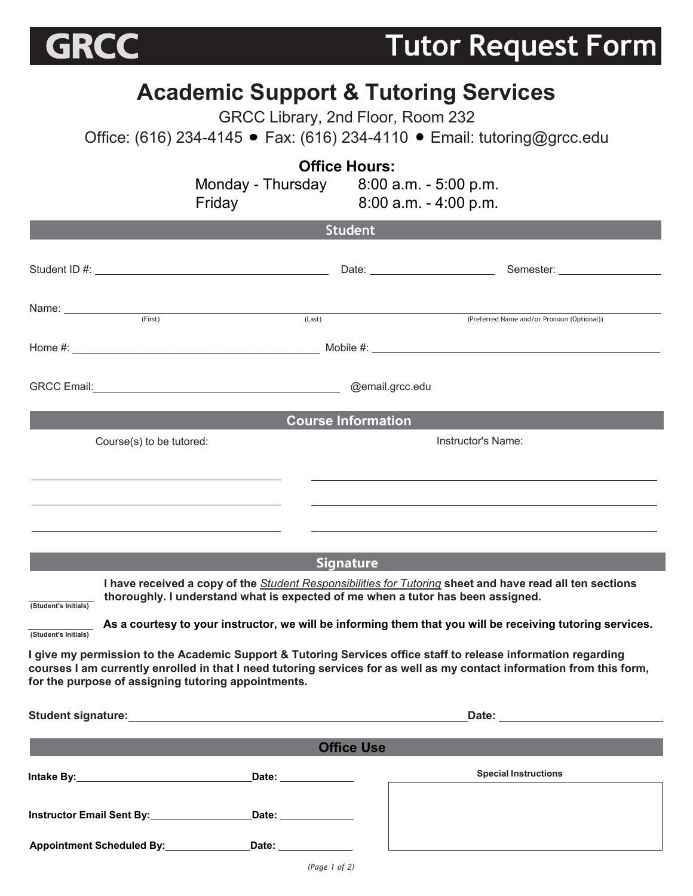# GRCC Tutor Request Form

## Academic Support & Tutoring Services

GRCC Library, 2nd Floor, Room 232

Office: (616) 234-4145 • Fax: (616) 234-4110 • Email: tutoring@grcc.edu

**Office Hours:**

Monday - Thursday 8:00 a.m. - 5:00 p.m.

Friday 8:00 a.m. - 4:00 p.m.

### Student

Student ID #: ______________________ Date: ______________ Semester: ______________

Name: ______________________________________________________________
(First) (Last) (Preferred Name and/or Pronoun (Optional))

Home #: ______________________ Mobile #: ______________________

GRCC Email: ______________________ @email.grcc.edu

### Course Information

| Course(s) to be tutored: | Instructor's Name: |
| --- | --- |
| | |
| | |
| | |

### Signature

_________ (Student's Initials) **I have received a copy of the *Student Responsibilities for Tutoring* sheet and have read all ten sections thoroughly. I understand what is expected of me when a tutor has been assigned.**

_________ (Student's Initials) **As a courtesy to your instructor, we will be informing them that you will be receiving tutoring services.**

**I give my permission to the Academic Support & Tutoring Services office staff to release information regarding courses I am currently enrolled in that I need tutoring services for as well as my contact information from this form, for the purpose of assigning tutoring appointments.**

**Student signature:** ______________________ **Date:** ______________

### Office Use

**Intake By:** ______________ **Date:** ________

**Instructor Email Sent By:** ______________ **Date:** ________

**Appointment Scheduled By:** ______________ **Date:** ________

**Special Instructions**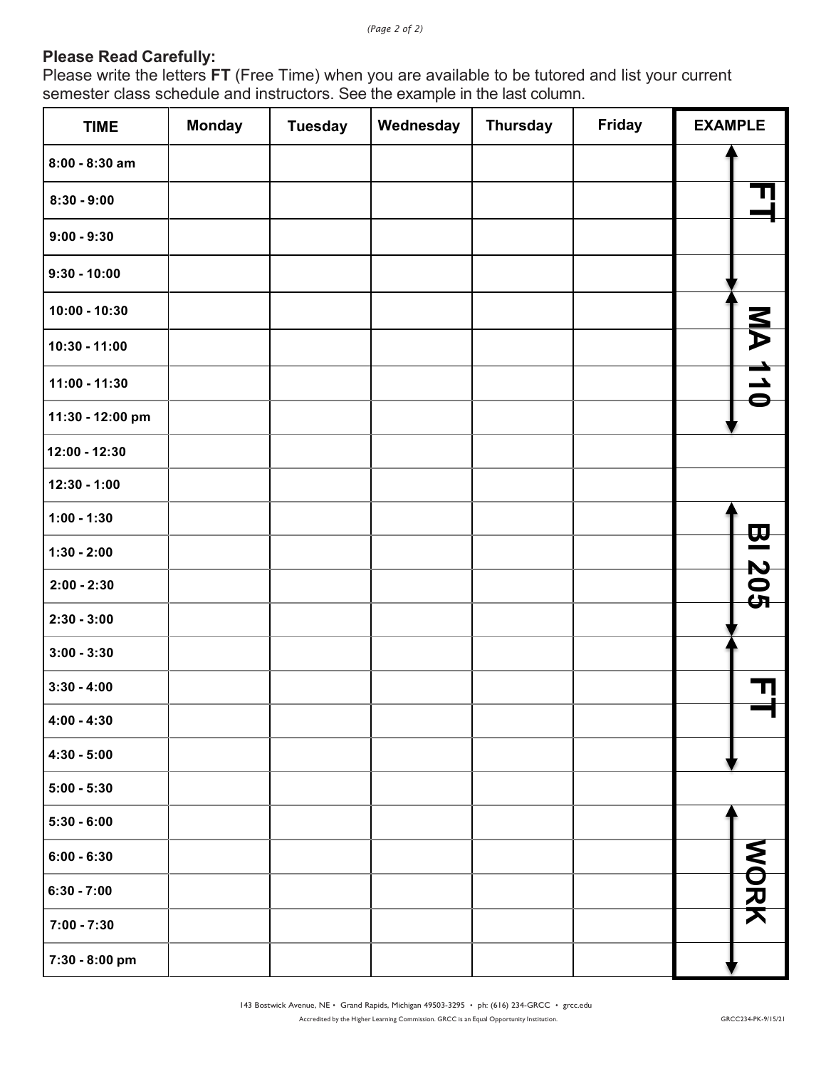**Please Read Carefully:**
Please write the letters **FT** (Free Time) when you are available to be tutored and list your current semester class schedule and instructors. See the example in the last column.

| TIME | Monday | Tuesday | Wednesday | Thursday | Friday | EXAMPLE |
|---|---|---|---|---|---|---|
| 8:00 - 8:30 am | | | | | | FT |
| 8:30 - 9:00 | | | | | | FT |
| 9:00 - 9:30 | | | | | | FT |
| 9:30 - 10:00 | | | | | | FT |
| 10:00 - 10:30 | | | | | | MA 110 |
| 10:30 - 11:00 | | | | | | MA 110 |
| 11:00 - 11:30 | | | | | | MA 110 |
| 11:30 - 12:00 pm | | | | | | MA 110 |
| 12:00 - 12:30 | | | | | | |
| 12:30 - 1:00 | | | | | | |
| 1:00 - 1:30 | | | | | | BI 205 |
| 1:30 - 2:00 | | | | | | BI 205 |
| 2:00 - 2:30 | | | | | | BI 205 |
| 2:30 - 3:00 | | | | | | BI 205 |
| 3:00 - 3:30 | | | | | | FT |
| 3:30 - 4:00 | | | | | | FT |
| 4:00 - 4:30 | | | | | | FT |
| 4:30 - 5:00 | | | | | | FT |
| 5:00 - 5:30 | | | | | | |
| 5:30 - 6:00 | | | | | | WORK |
| 6:00 - 6:30 | | | | | | WORK |
| 6:30 - 7:00 | | | | | | WORK |
| 7:00 - 7:30 | | | | | | WORK |
| 7:30 - 8:00 pm | | | | | | WORK |

143 Bostwick Avenue, NE • Grand Rapids, Michigan 49503-3295 • ph: (616) 234-GRCC • grcc.edu

Accredited by the Higher Learning Commission. GRCC is an Equal Opportunity Institution.

GRCC234-PK-9/15/21